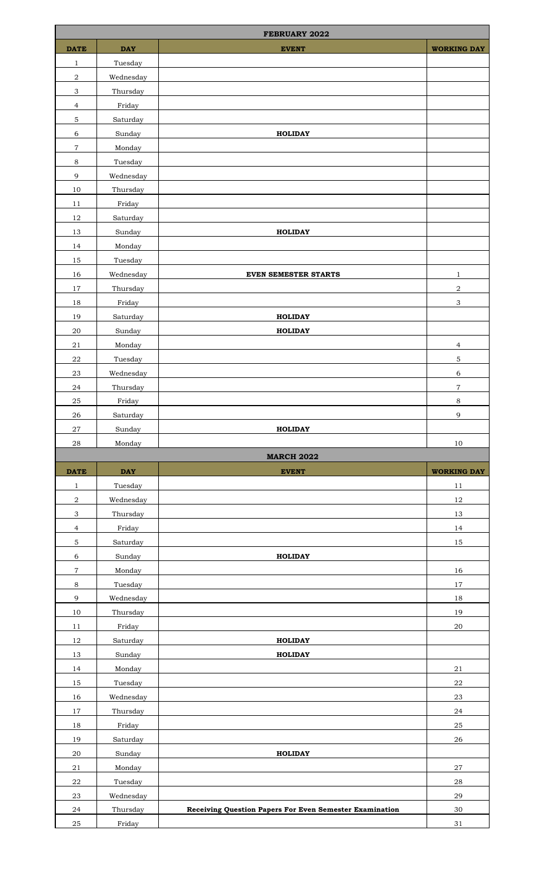| FEBRUARY 2022 | | | |
|---|---|---|---|
| **DATE** | **DAY** | **EVENT** | **WORKING DAY** |
| 1 | Tuesday | | |
| 2 | Wednesday | | |
| 3 | Thursday | | |
| 4 | Friday | | |
| 5 | Saturday | | |
| 6 | Sunday | **HOLIDAY** | |
| 7 | Monday | | |
| 8 | Tuesday | | |
| 9 | Wednesday | | |
| 10 | Thursday | | |
| 11 | Friday | | |
| 12 | Saturday | | |
| 13 | Sunday | **HOLIDAY** | |
| 14 | Monday | | |
| 15 | Tuesday | | |
| 16 | Wednesday | **EVEN SEMESTER STARTS** | 1 |
| 17 | Thursday | | 2 |
| 18 | Friday | | 3 |
| 19 | Saturday | **HOLIDAY** | |
| 20 | Sunday | **HOLIDAY** | |
| 21 | Monday | | 4 |
| 22 | Tuesday | | 5 |
| 23 | Wednesday | | 6 |
| 24 | Thursday | | 7 |
| 25 | Friday | | 8 |
| 26 | Saturday | | 9 |
| 27 | Sunday | **HOLIDAY** | |
| 28 | Monday | | 10 |

| MARCH 2022 | | | |
|---|---|---|---|
| **DATE** | **DAY** | **EVENT** | **WORKING DAY** |
| 1 | Tuesday | | 11 |
| 2 | Wednesday | | 12 |
| 3 | Thursday | | 13 |
| 4 | Friday | | 14 |
| 5 | Saturday | | 15 |
| 6 | Sunday | **HOLIDAY** | |
| 7 | Monday | | 16 |
| 8 | Tuesday | | 17 |
| 9 | Wednesday | | 18 |
| 10 | Thursday | | 19 |
| 11 | Friday | | 20 |
| 12 | Saturday | **HOLIDAY** | |
| 13 | Sunday | **HOLIDAY** | |
| 14 | Monday | | 21 |
| 15 | Tuesday | | 22 |
| 16 | Wednesday | | 23 |
| 17 | Thursday | | 24 |
| 18 | Friday | | 25 |
| 19 | Saturday | | 26 |
| 20 | Sunday | **HOLIDAY** | |
| 21 | Monday | | 27 |
| 22 | Tuesday | | 28 |
| 23 | Wednesday | | 29 |
| 24 | Thursday | **Receiving Question Papers For Even Semester Examination** | 30 |
| 25 | Friday | | 31 |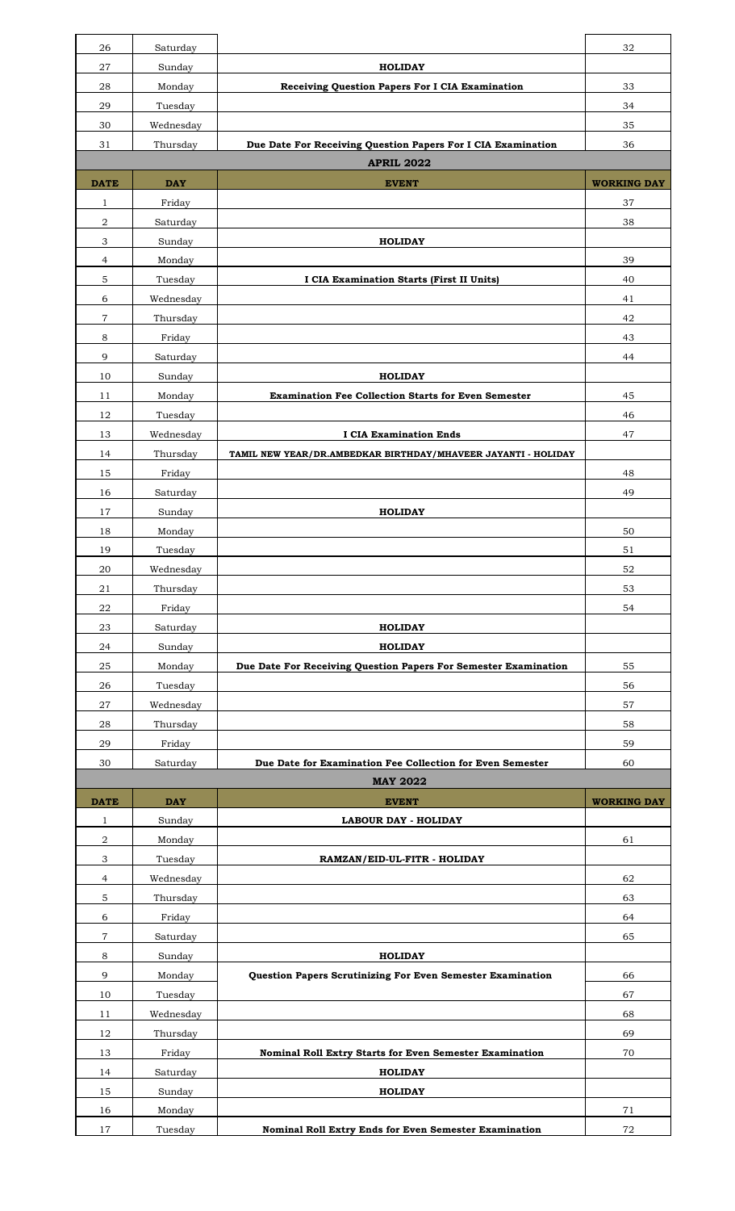| DATE | DAY | EVENT | WORKING DAY |
|---|---|---|---|
| 26 | Saturday | | 32 |
| 27 | Sunday | **HOLIDAY** | |
| 28 | Monday | **Receiving Question Papers For I CIA Examination** | 33 |
| 29 | Tuesday | | 34 |
| 30 | Wednesday | | 35 |
| 31 | Thursday | **Due Date For Receiving Question Papers For I CIA Examination** | 36 |

## APRIL 2022

| DATE | DAY | EVENT | WORKING DAY |
|---|---|---|---|
| 1 | Friday | | 37 |
| 2 | Saturday | | 38 |
| 3 | Sunday | **HOLIDAY** | |
| 4 | Monday | | 39 |
| 5 | Tuesday | **I CIA Examination Starts (First II Units)** | 40 |
| 6 | Wednesday | | 41 |
| 7 | Thursday | | 42 |
| 8 | Friday | | 43 |
| 9 | Saturday | | 44 |
| 10 | Sunday | **HOLIDAY** | |
| 11 | Monday | **Examination Fee Collection Starts for Even Semester** | 45 |
| 12 | Tuesday | | 46 |
| 13 | Wednesday | **I CIA Examination Ends** | 47 |
| 14 | Thursday | **TAMIL NEW YEAR/DR.AMBEDKAR BIRTHDAY/MHAVEER JAYANTI - HOLIDAY** | |
| 15 | Friday | | 48 |
| 16 | Saturday | | 49 |
| 17 | Sunday | **HOLIDAY** | |
| 18 | Monday | | 50 |
| 19 | Tuesday | | 51 |
| 20 | Wednesday | | 52 |
| 21 | Thursday | | 53 |
| 22 | Friday | | 54 |
| 23 | Saturday | **HOLIDAY** | |
| 24 | Sunday | **HOLIDAY** | |
| 25 | Monday | **Due Date For Receiving Question Papers For Semester Examination** | 55 |
| 26 | Tuesday | | 56 |
| 27 | Wednesday | | 57 |
| 28 | Thursday | | 58 |
| 29 | Friday | | 59 |
| 30 | Saturday | **Due Date for Examination Fee Collection for Even Semester** | 60 |

## MAY 2022

| DATE | DAY | EVENT | WORKING DAY |
|---|---|---|---|
| 1 | Sunday | **LABOUR DAY - HOLIDAY** | |
| 2 | Monday | | 61 |
| 3 | Tuesday | **RAMZAN/EID-UL-FITR - HOLIDAY** | |
| 4 | Wednesday | | 62 |
| 5 | Thursday | | 63 |
| 6 | Friday | | 64 |
| 7 | Saturday | | 65 |
| 8 | Sunday | **HOLIDAY** | |
| 9 | Monday | **Question Papers Scrutinizing For Even Semester Examination** | 66 |
| 10 | Tuesday | | 67 |
| 11 | Wednesday | | 68 |
| 12 | Thursday | | 69 |
| 13 | Friday | **Nominal Roll Extry Starts for Even Semester Examination** | 70 |
| 14 | Saturday | **HOLIDAY** | |
| 15 | Sunday | **HOLIDAY** | |
| 16 | Monday | | 71 |
| 17 | Tuesday | **Nominal Roll Extry Ends for Even Semester Examination** | 72 |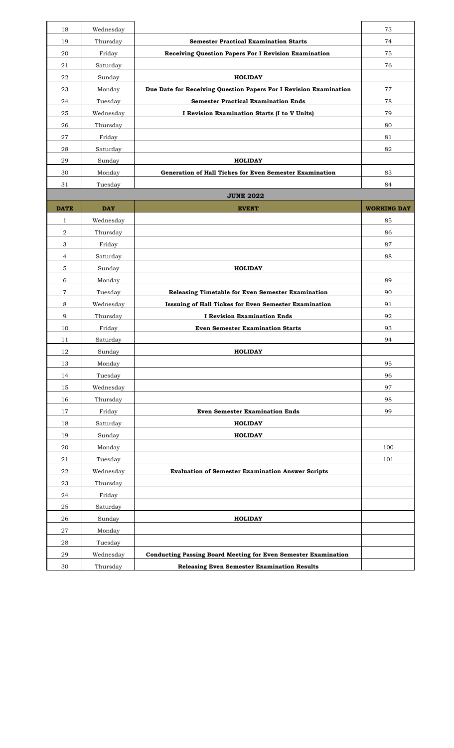| | | | |
|---|---|---|---|
| 18 | Wednesday | | 73 |
| 19 | Thursday | **Semester Practical Examination Starts** | 74 |
| 20 | Friday | **Receiving Question Papers For I Revision Examination** | 75 |
| 21 | Saturday | | 76 |
| 22 | Sunday | **HOLIDAY** | |
| 23 | Monday | **Due Date for Receiving Question Papers For I Revision Examination** | 77 |
| 24 | Tuesday | **Semester Practical Examination Ends** | 78 |
| 25 | Wednesday | **I Revision Examination Starts (I to V Units)** | 79 |
| 26 | Thursday | | 80 |
| 27 | Friday | | 81 |
| 28 | Saturday | | 82 |
| 29 | Sunday | **HOLIDAY** | |
| 30 | Monday | **Generation of Hall Tickes for Even Semester Examination** | 83 |
| 31 | Tuesday | | 84 |

**JUNE 2022**

| DATE | DAY | EVENT | WORKING DAY |
|---|---|---|---|
| 1 | Wednesday | | 85 |
| 2 | Thursday | | 86 |
| 3 | Friday | | 87 |
| 4 | Saturday | | 88 |
| 5 | Sunday | **HOLIDAY** | |
| 6 | Monday | | 89 |
| 7 | Tuesday | **Releasing Timetable for Even Semester Examination** | 90 |
| 8 | Wednesday | **Isssuing of Hall Tickes for Even Semester Examination** | 91 |
| 9 | Thursday | **I Revision Examination Ends** | 92 |
| 10 | Friday | **Even Semester Examination Starts** | 93 |
| 11 | Saturday | | 94 |
| 12 | Sunday | **HOLIDAY** | |
| 13 | Monday | | 95 |
| 14 | Tuesday | | 96 |
| 15 | Wednesday | | 97 |
| 16 | Thursday | | 98 |
| 17 | Friday | **Even Semester Examination Ends** | 99 |
| 18 | Saturday | **HOLIDAY** | |
| 19 | Sunday | **HOLIDAY** | |
| 20 | Monday | | 100 |
| 21 | Tuesday | | 101 |
| 22 | Wednesday | **Evaluation of Semester Examination Answer Scripts** | |
| 23 | Thursday | | |
| 24 | Friday | | |
| 25 | Saturday | | |
| 26 | Sunday | **HOLIDAY** | |
| 27 | Monday | | |
| 28 | Tuesday | | |
| 29 | Wednesday | **Conducting Passing Board Meeting for Even Semester Examination** | |
| 30 | Thursday | **Releasing Even Semester Examination Results** | |